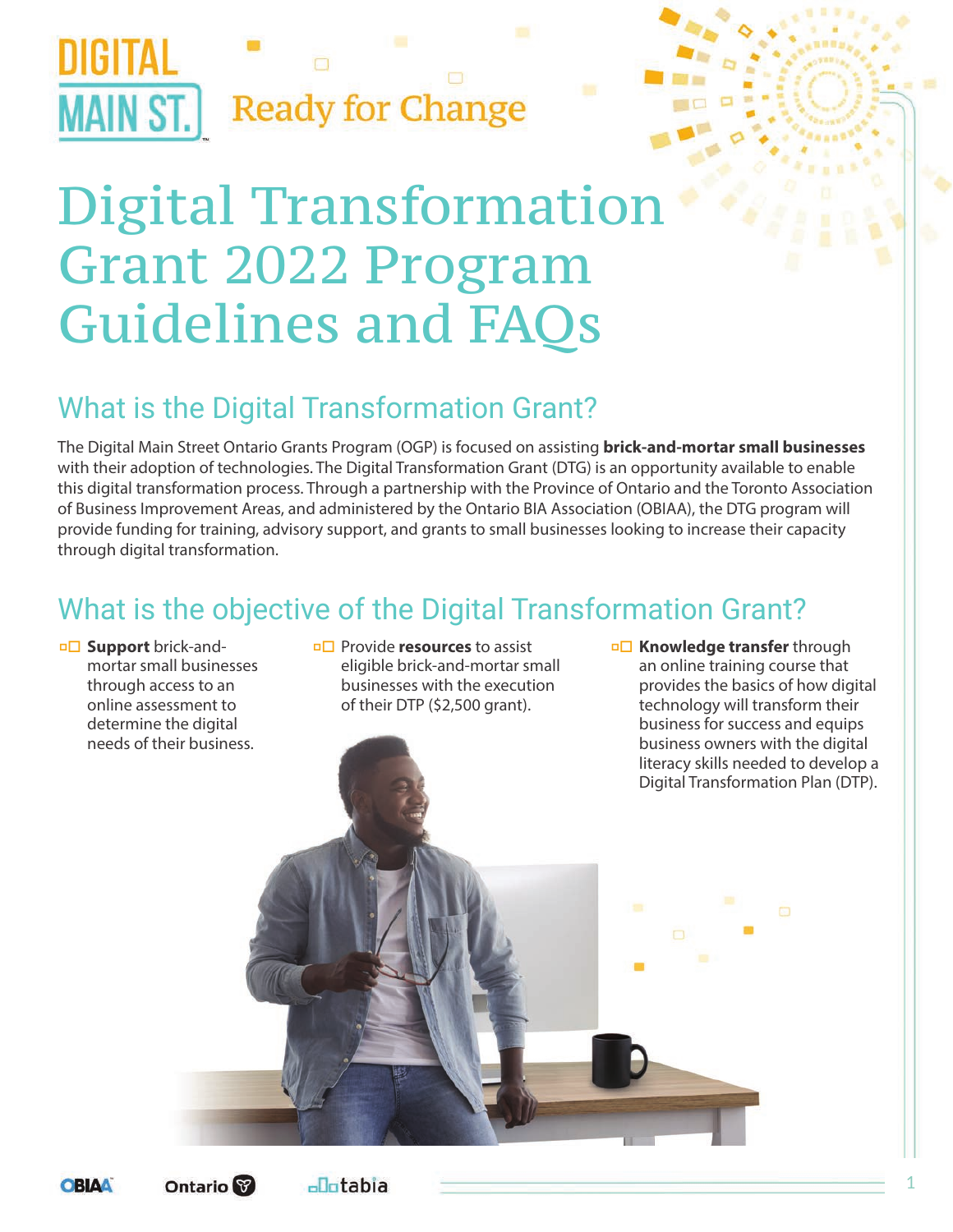DIGITAL MAIN ST. Ready for Change

# Digital Transformation Grant 2022 Program Guidelines and FAQs

## What is the Digital Transformation Grant?

The Digital Main Street Ontario Grants Program (OGP) is focused on assisting **brick-and-mortar small businesses** with their adoption of technologies. The Digital Transformation Grant (DTG) is an opportunity available to enable this digital transformation process. Through a partnership with the Province of Ontario and the Toronto Association of Business Improvement Areas, and administered by the Ontario BIA Association (OBIAA), the DTG program will provide funding for training, advisory support, and grants to small businesses looking to increase their capacity through digital transformation.

## What is the objective of the Digital Transformation Grant?

- **Support** brick-and-mortar small businesses through access to an online assessment to determine the digital needs of their business.
- Provide **resources** to assist eligible brick-and-mortar small businesses with the execution of their DTP ($2,500 grant).
- **Knowledge transfer** through an online training course that provides the basics of how digital technology will transform their business for success and equips business owners with the digital literacy skills needed to develop a Digital Transformation Plan (DTP).

OBIAA Ontario tabia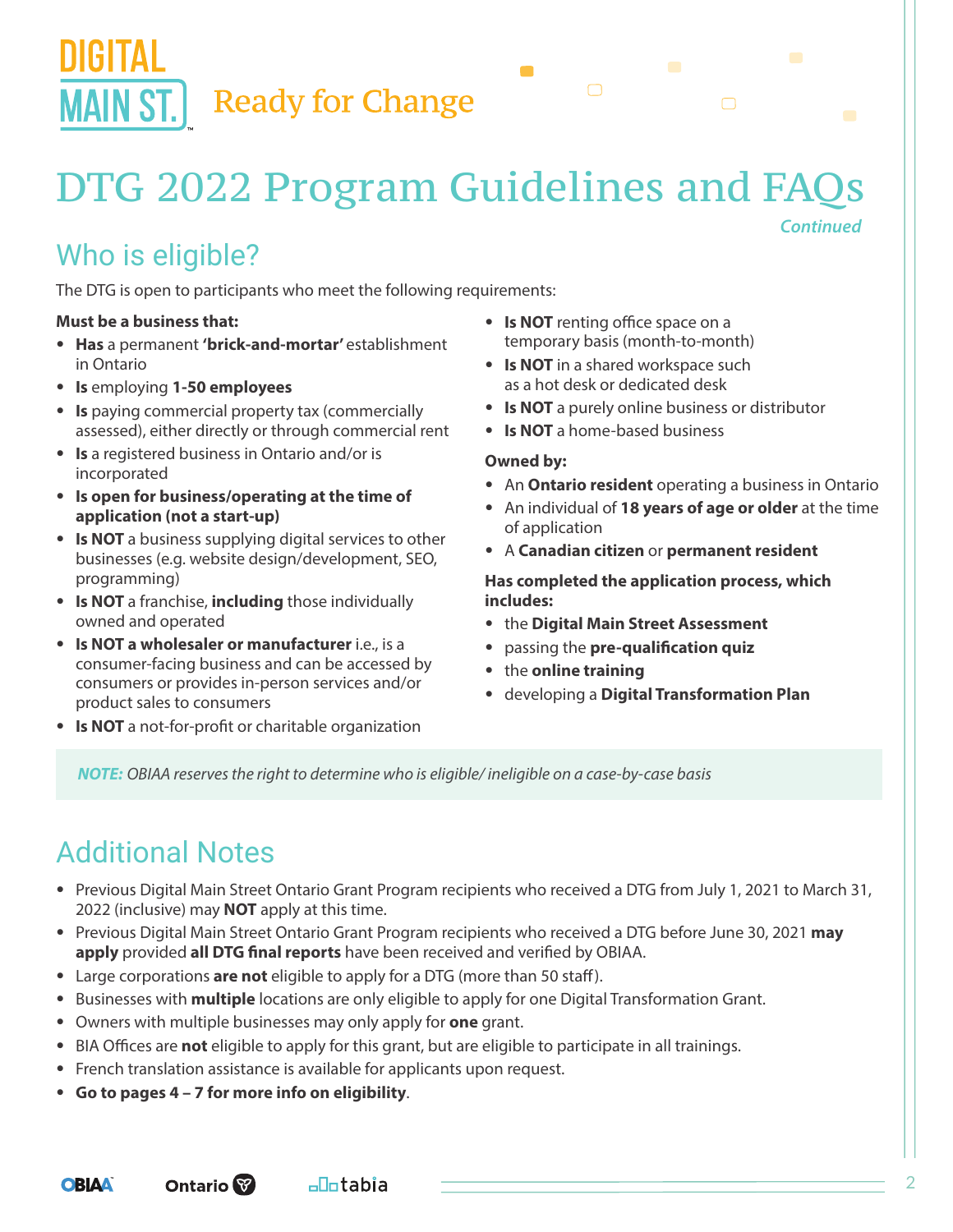# DTG 2022 Program Guidelines and FAQs

*Continued*

## Who is eligible?

The DTG is open to participants who meet the following requirements:

**Must be a business that:**

- **Has** a permanent **'brick-and-mortar'** establishment in Ontario
- **Is** employing **1-50 employees**
- **Is** paying commercial property tax (commercially assessed), either directly or through commercial rent
- **Is** a registered business in Ontario and/or is incorporated
- **Is open for business/operating at the time of application (not a start-up)**
- **Is NOT** a business supplying digital services to other businesses (e.g. website design/development, SEO, programming)
- **Is NOT** a franchise, **including** those individually owned and operated
- **Is NOT a wholesaler or manufacturer** i.e., is a consumer-facing business and can be accessed by consumers or provides in-person services and/or product sales to consumers
- **Is NOT** a not-for-profit or charitable organization
- **Is NOT** renting office space on a temporary basis (month-to-month)
- **Is NOT** in a shared workspace such as a hot desk or dedicated desk
- **Is NOT** a purely online business or distributor
- **Is NOT** a home-based business

**Owned by:**

- An **Ontario resident** operating a business in Ontario
- An individual of **18 years of age or older** at the time of application
- A **Canadian citizen** or **permanent resident**

**Has completed the application process, which includes:**

- the **Digital Main Street Assessment**
- passing the **pre-qualification quiz**
- the **online training**
- developing a **Digital Transformation Plan**

***NOTE:*** *OBIAA reserves the right to determine who is eligible/ ineligible on a case-by-case basis*

## Additional Notes

- Previous Digital Main Street Ontario Grant Program recipients who received a DTG from July 1, 2021 to March 31, 2022 (inclusive) may **NOT** apply at this time.
- Previous Digital Main Street Ontario Grant Program recipients who received a DTG before June 30, 2021 **may apply** provided **all DTG final reports** have been received and verified by OBIAA.
- Large corporations **are not** eligible to apply for a DTG (more than 50 staff).
- Businesses with **multiple** locations are only eligible to apply for one Digital Transformation Grant.
- Owners with multiple businesses may only apply for **one** grant.
- BIA Offices are **not** eligible to apply for this grant, but are eligible to participate in all trainings.
- French translation assistance is available for applicants upon request.
- **Go to pages 4 – 7 for more info on eligibility**.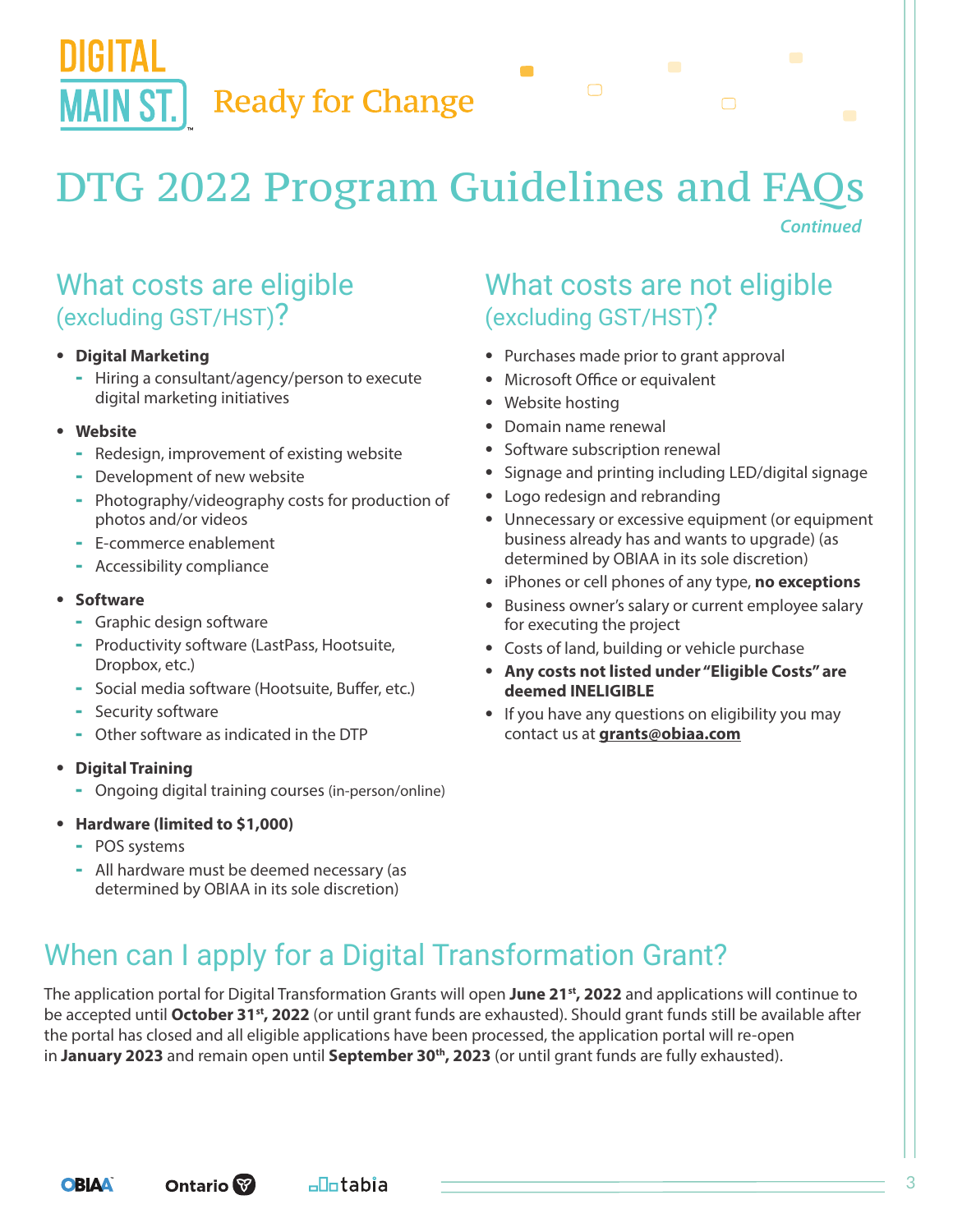# DTG 2022 Program Guidelines and FAQs

*Continued*

## What costs are eligible (excluding GST/HST)?

- **Digital Marketing**
  - Hiring a consultant/agency/person to execute digital marketing initiatives
- **Website**
  - Redesign, improvement of existing website
  - Development of new website
  - Photography/videography costs for production of photos and/or videos
  - E-commerce enablement
  - Accessibility compliance
- **Software**
  - Graphic design software
  - Productivity software (LastPass, Hootsuite, Dropbox, etc.)
  - Social media software (Hootsuite, Buffer, etc.)
  - Security software
  - Other software as indicated in the DTP
- **Digital Training**
  - Ongoing digital training courses (in-person/online)
- **Hardware (limited to $1,000)**
  - POS systems
  - All hardware must be deemed necessary (as determined by OBIAA in its sole discretion)

## What costs are not eligible (excluding GST/HST)?

- Purchases made prior to grant approval
- Microsoft Office or equivalent
- Website hosting
- Domain name renewal
- Software subscription renewal
- Signage and printing including LED/digital signage
- Logo redesign and rebranding
- Unnecessary or excessive equipment (or equipment business already has and wants to upgrade) (as determined by OBIAA in its sole discretion)
- iPhones or cell phones of any type, **no exceptions**
- Business owner's salary or current employee salary for executing the project
- Costs of land, building or vehicle purchase
- **Any costs not listed under "Eligible Costs" are deemed INELIGIBLE**
- If you have any questions on eligibility you may contact us at **grants@obiaa.com**

## When can I apply for a Digital Transformation Grant?

The application portal for Digital Transformation Grants will open **June 21st, 2022** and applications will continue to be accepted until **October 31st, 2022** (or until grant funds are exhausted). Should grant funds still be available after the portal has closed and all eligible applications have been processed, the application portal will re-open in **January 2023** and remain open until **September 30th, 2023** (or until grant funds are fully exhausted).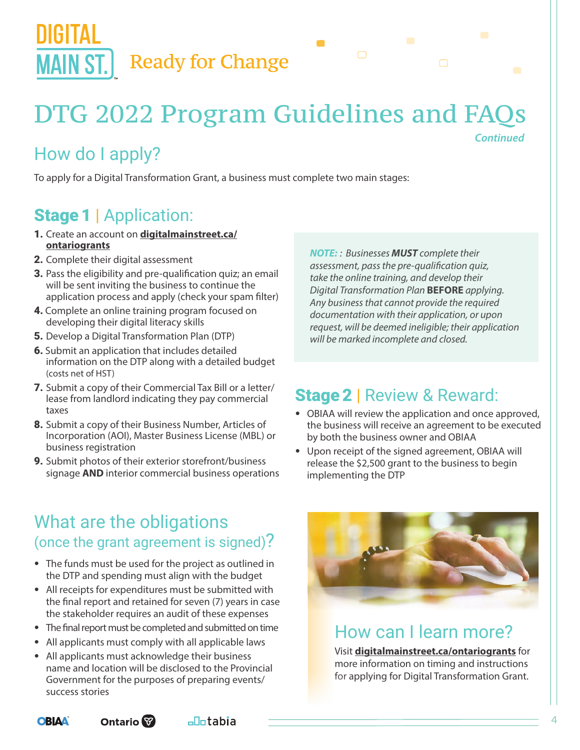# DTG 2022 Program Guidelines and FAQs

*Continued*

## How do I apply?

To apply for a Digital Transformation Grant, a business must complete two main stages:

### **Stage 1** | Application:

1. Create an account on **digitalmainstreet.ca/ontariogrants**
2. Complete their digital assessment
3. Pass the eligibility and pre-qualification quiz; an email will be sent inviting the business to continue the application process and apply (check your spam filter)
4. Complete an online training program focused on developing their digital literacy skills
5. Develop a Digital Transformation Plan (DTP)
6. Submit an application that includes detailed information on the DTP along with a detailed budget (costs net of HST)
7. Submit a copy of their Commercial Tax Bill or a letter/lease from landlord indicating they pay commercial taxes
8. Submit a copy of their Business Number, Articles of Incorporation (AOI), Master Business License (MBL) or business registration
9. Submit photos of their exterior storefront/business signage **AND** interior commercial business operations

*NOTE: : Businesses **MUST** complete their assessment, pass the pre-qualification quiz, take the online training, and develop their Digital Transformation Plan **BEFORE** applying. Any business that cannot provide the required documentation with their application, or upon request, will be deemed ineligible; their application will be marked incomplete and closed.*

### **Stage 2** | Review & Reward:

- OBIAA will review the application and once approved, the business will receive an agreement to be executed by both the business owner and OBIAA
- Upon receipt of the signed agreement, OBIAA will release the $2,500 grant to the business to begin implementing the DTP

## What are the obligations (once the grant agreement is signed)?

- The funds must be used for the project as outlined in the DTP and spending must align with the budget
- All receipts for expenditures must be submitted with the final report and retained for seven (7) years in case the stakeholder requires an audit of these expenses
- The final report must be completed and submitted on time
- All applicants must comply with all applicable laws
- All applicants must acknowledge their business name and location will be disclosed to the Provincial Government for the purposes of preparing events/success stories

## How can I learn more?

Visit **digitalmainstreet.ca/ontariogrants** for more information on timing and instructions for applying for Digital Transformation Grant.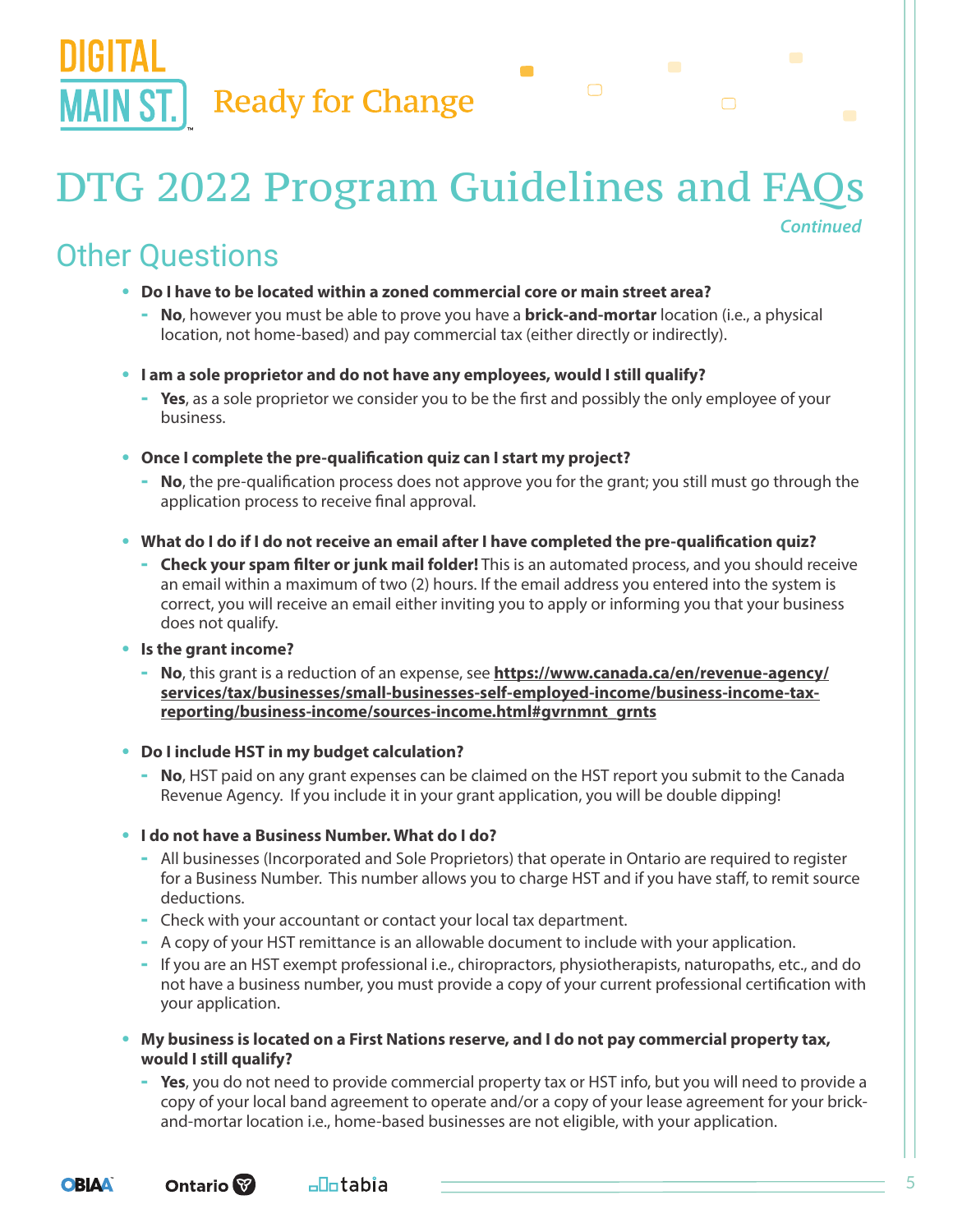# DTG 2022 Program Guidelines and FAQs

*Continued*

## Other Questions

- **Do I have to be located within a zoned commercial core or main street area?**
  - **No**, however you must be able to prove you have a **brick-and-mortar** location (i.e., a physical location, not home-based) and pay commercial tax (either directly or indirectly).
- **I am a sole proprietor and do not have any employees, would I still qualify?**
  - **Yes**, as a sole proprietor we consider you to be the first and possibly the only employee of your business.
- **Once I complete the pre-qualification quiz can I start my project?**
  - **No**, the pre-qualification process does not approve you for the grant; you still must go through the application process to receive final approval.
- **What do I do if I do not receive an email after I have completed the pre-qualification quiz?**
  - **Check your spam filter or junk mail folder!** This is an automated process, and you should receive an email within a maximum of two (2) hours. If the email address you entered into the system is correct, you will receive an email either inviting you to apply or informing you that your business does not qualify.
- **Is the grant income?**
  - **No**, this grant is a reduction of an expense, see **https://www.canada.ca/en/revenue-agency/services/tax/businesses/small-businesses-self-employed-income/business-income-tax-reporting/business-income/sources-income.html#gvrnmnt_grnts**
- **Do I include HST in my budget calculation?**
  - **No**, HST paid on any grant expenses can be claimed on the HST report you submit to the Canada Revenue Agency. If you include it in your grant application, you will be double dipping!
- **I do not have a Business Number. What do I do?**
  - All businesses (Incorporated and Sole Proprietors) that operate in Ontario are required to register for a Business Number. This number allows you to charge HST and if you have staff, to remit source deductions.
  - Check with your accountant or contact your local tax department.
  - A copy of your HST remittance is an allowable document to include with your application.
  - If you are an HST exempt professional i.e., chiropractors, physiotherapists, naturopaths, etc., and do not have a business number, you must provide a copy of your current professional certification with your application.
- **My business is located on a First Nations reserve, and I do not pay commercial property tax, would I still qualify?**
  - **Yes**, you do not need to provide commercial property tax or HST info, but you will need to provide a copy of your local band agreement to operate and/or a copy of your lease agreement for your brick-and-mortar location i.e., home-based businesses are not eligible, with your application.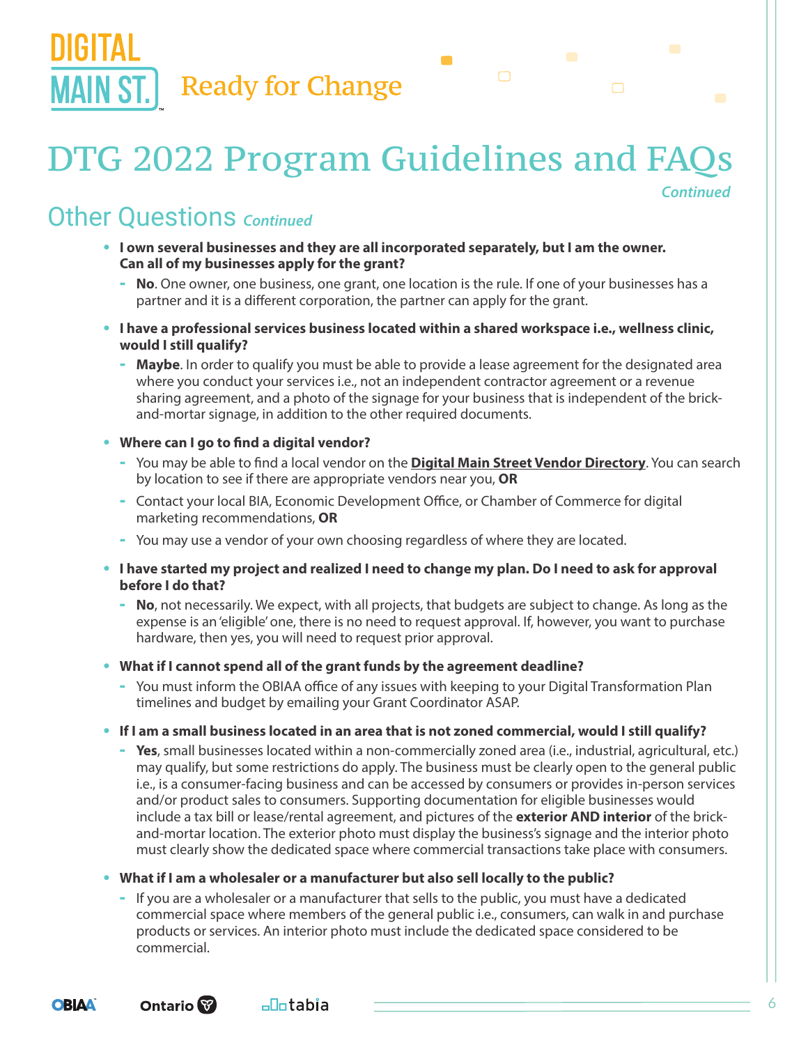# DTG 2022 Program Guidelines and FAQs

*Continued*

## Other Questions *Continued*

- **I own several businesses and they are all incorporated separately, but I am the owner. Can all of my businesses apply for the grant?**
  - **No**. One owner, one business, one grant, one location is the rule. If one of your businesses has a partner and it is a different corporation, the partner can apply for the grant.
- **I have a professional services business located within a shared workspace i.e., wellness clinic, would I still qualify?**
  - **Maybe**. In order to qualify you must be able to provide a lease agreement for the designated area where you conduct your services i.e., not an independent contractor agreement or a revenue sharing agreement, and a photo of the signage for your business that is independent of the brick-and-mortar signage, in addition to the other required documents.
- **Where can I go to find a digital vendor?**
  - You may be able to find a local vendor on the **Digital Main Street Vendor Directory**. You can search by location to see if there are appropriate vendors near you, **OR**
  - Contact your local BIA, Economic Development Office, or Chamber of Commerce for digital marketing recommendations, **OR**
  - You may use a vendor of your own choosing regardless of where they are located.
- **I have started my project and realized I need to change my plan. Do I need to ask for approval before I do that?**
  - **No**, not necessarily. We expect, with all projects, that budgets are subject to change. As long as the expense is an 'eligible' one, there is no need to request approval. If, however, you want to purchase hardware, then yes, you will need to request prior approval.
- **What if I cannot spend all of the grant funds by the agreement deadline?**
  - You must inform the OBIAA office of any issues with keeping to your Digital Transformation Plan timelines and budget by emailing your Grant Coordinator ASAP.
- **If I am a small business located in an area that is not zoned commercial, would I still qualify?**
  - **Yes**, small businesses located within a non-commercially zoned area (i.e., industrial, agricultural, etc.) may qualify, but some restrictions do apply. The business must be clearly open to the general public i.e., is a consumer-facing business and can be accessed by consumers or provides in-person services and/or product sales to consumers. Supporting documentation for eligible businesses would include a tax bill or lease/rental agreement, and pictures of the **exterior AND interior** of the brick-and-mortar location. The exterior photo must display the business's signage and the interior photo must clearly show the dedicated space where commercial transactions take place with consumers.
- **What if I am a wholesaler or a manufacturer but also sell locally to the public?**
  - If you are a wholesaler or a manufacturer that sells to the public, you must have a dedicated commercial space where members of the general public i.e., consumers, can walk in and purchase products or services. An interior photo must include the dedicated space considered to be commercial.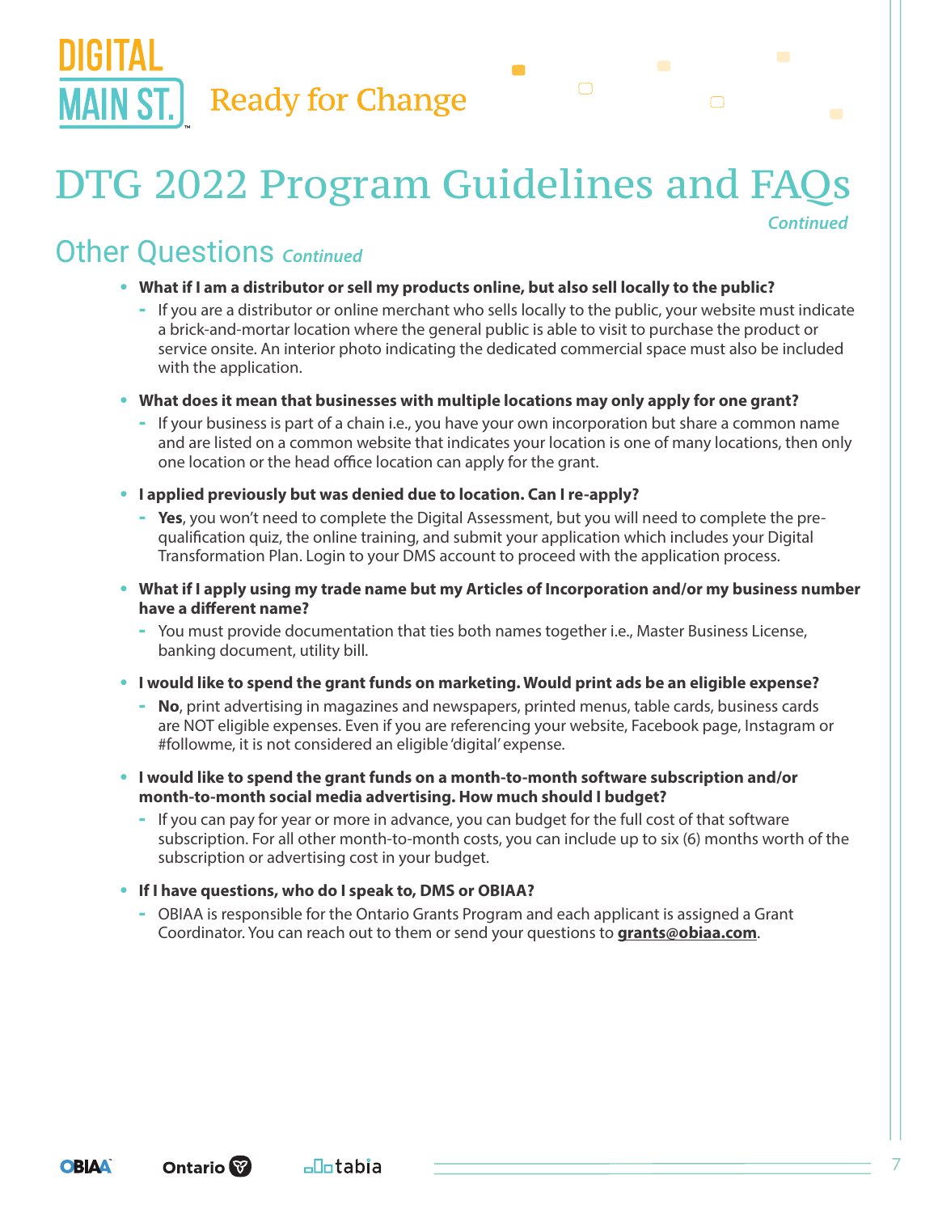# DTG 2022 Program Guidelines and FAQs

*Continued*

## Other Questions *Continued*

- **What if I am a distributor or sell my products online, but also sell locally to the public?**
  - If you are a distributor or online merchant who sells locally to the public, your website must indicate a brick-and-mortar location where the general public is able to visit to purchase the product or service onsite. An interior photo indicating the dedicated commercial space must also be included with the application.
- **What does it mean that businesses with multiple locations may only apply for one grant?**
  - If your business is part of a chain i.e., you have your own incorporation but share a common name and are listed on a common website that indicates your location is one of many locations, then only one location or the head office location can apply for the grant.
- **I applied previously but was denied due to location. Can I re-apply?**
  - **Yes**, you won't need to complete the Digital Assessment, but you will need to complete the pre-qualification quiz, the online training, and submit your application which includes your Digital Transformation Plan. Login to your DMS account to proceed with the application process.
- **What if I apply using my trade name but my Articles of Incorporation and/or my business number have a different name?**
  - You must provide documentation that ties both names together i.e., Master Business License, banking document, utility bill.
- **I would like to spend the grant funds on marketing. Would print ads be an eligible expense?**
  - **No**, print advertising in magazines and newspapers, printed menus, table cards, business cards are NOT eligible expenses. Even if you are referencing your website, Facebook page, Instagram or #followme, it is not considered an eligible 'digital' expense.
- **I would like to spend the grant funds on a month-to-month software subscription and/or month-to-month social media advertising. How much should I budget?**
  - If you can pay for year or more in advance, you can budget for the full cost of that software subscription. For all other month-to-month costs, you can include up to six (6) months worth of the subscription or advertising cost in your budget.
- **If I have questions, who do I speak to, DMS or OBIAA?**
  - OBIAA is responsible for the Ontario Grants Program and each applicant is assigned a Grant Coordinator. You can reach out to them or send your questions to **grants@obiaa.com**.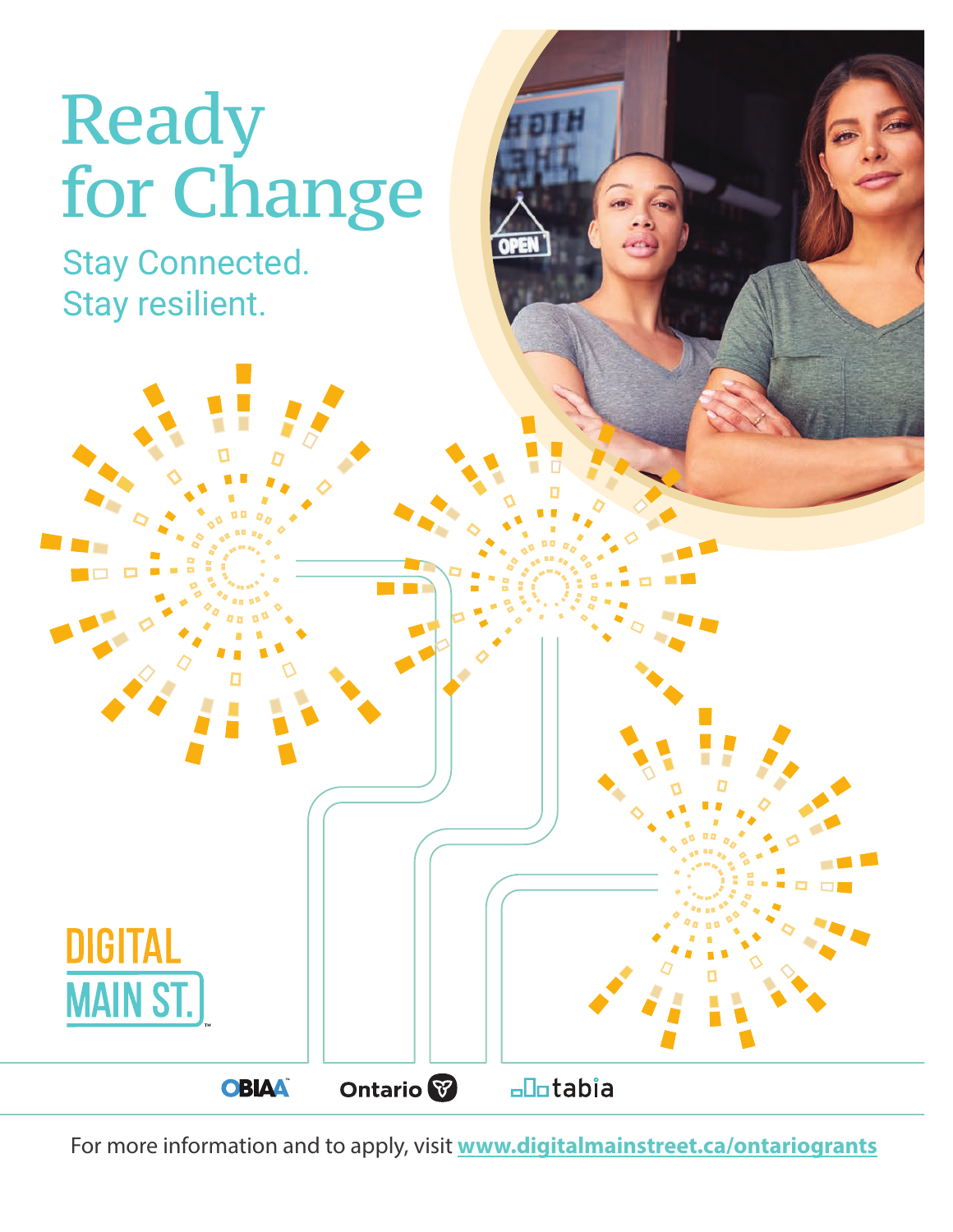# Ready for Change

Stay Connected.
Stay resilient.

DIGITAL MAIN ST.™

OBIAA™ Ontario tabia

For more information and to apply, visit **www.digitalmainstreet.ca/ontariogrants**